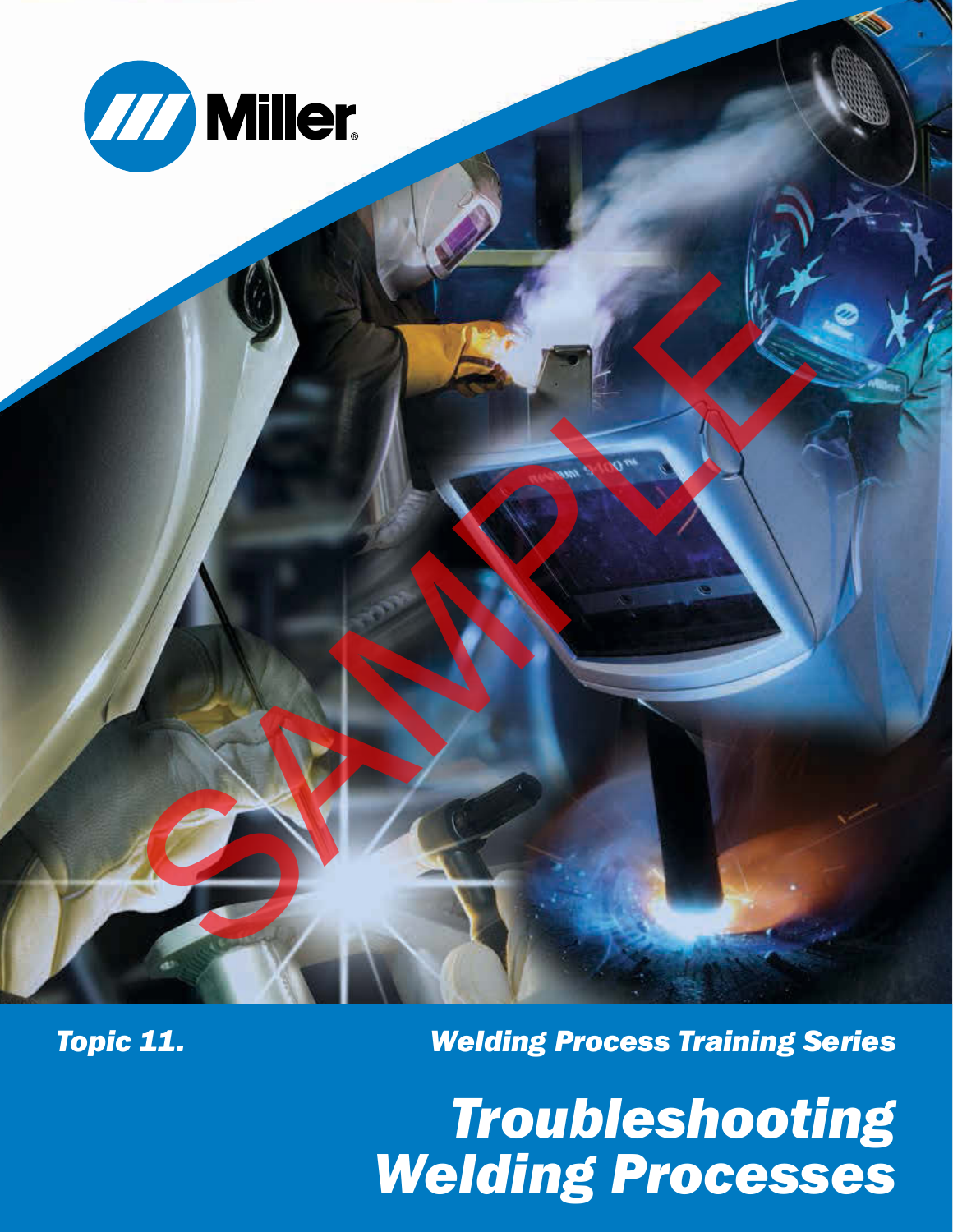Miller

Topic 11.

Welding Process Training Series

# *Troubleshooting Welding Processes*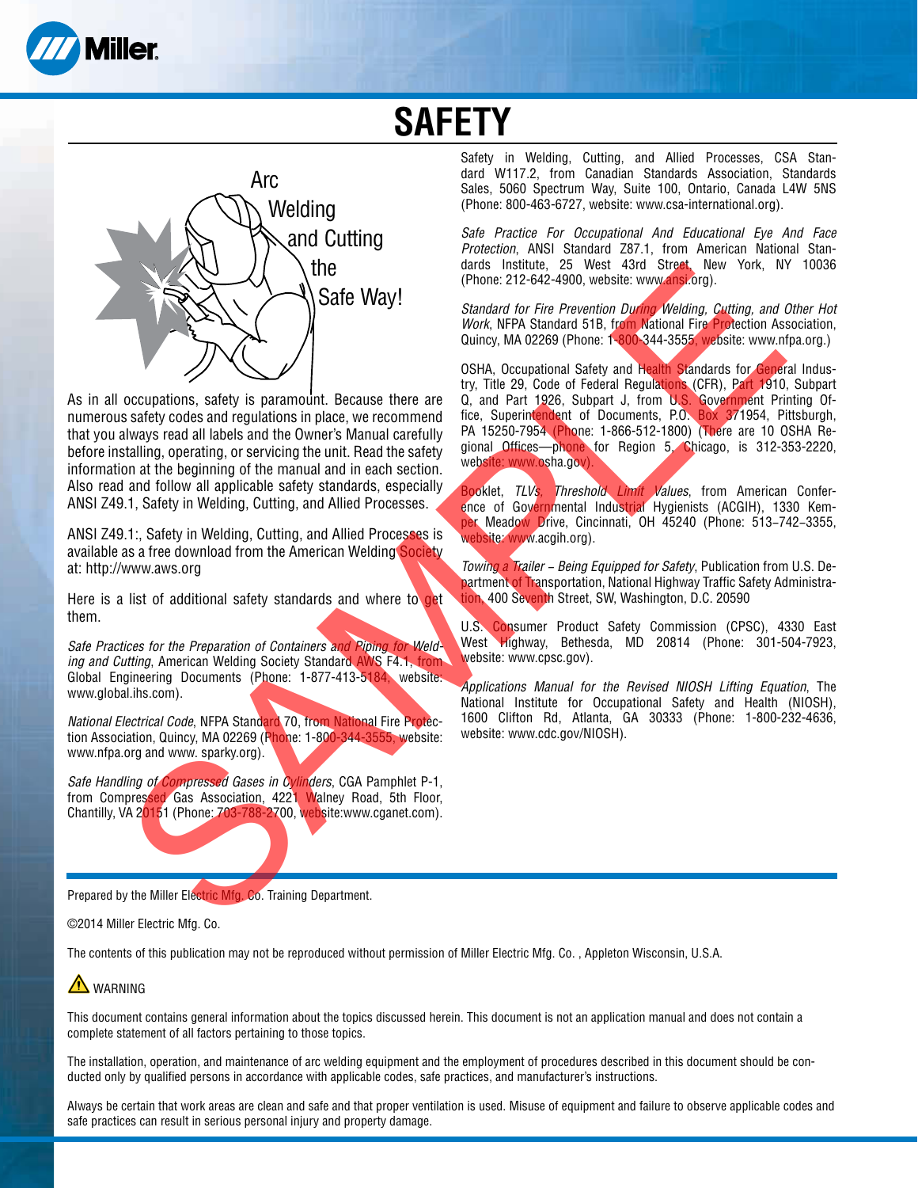# SAFETY

Arc Welding and Cutting the Safe Way!

As in all occupations, safety is paramount. Because there are numerous safety codes and regulations in place, we recommend that you always read all labels and the Owner's Manual carefully before installing, operating, or servicing the unit. Read the safety information at the beginning of the manual and in each section. Also read and follow all applicable safety standards, especially ANSI Z49.1, Safety in Welding, Cutting, and Allied Processes.

ANSI Z49.1:, Safety in Welding, Cutting, and Allied Processes is available as a free download from the American Welding Society at: http://www.aws.org

Here is a list of additional safety standards and where to get them.

*Safe Practices for the Preparation of Containers and Piping for Welding and Cutting*, American Welding Society Standard AWS F4.1, from Global Engineering Documents (Phone: 1-877-413-5184, website: www.global.ihs.com).

*National Electrical Code*, NFPA Standard 70, from National Fire Protection Association, Quincy, MA 02269 (Phone: 1-800-344-3555, website: www.nfpa.org and www. sparky.org).

*Safe Handling of Compressed Gases in Cylinders*, CGA Pamphlet P-1, from Compressed Gas Association, 4221 Walney Road, 5th Floor, Chantilly, VA 20151 (Phone: 703-788-2700, website:www.cganet.com).

Safety in Welding, Cutting, and Allied Processes, CSA Standard W117.2, from Canadian Standards Association, Standards Sales, 5060 Spectrum Way, Suite 100, Ontario, Canada L4W 5NS (Phone: 800-463-6727, website: www.csa-international.org).

*Safe Practice For Occupational And Educational Eye And Face Protection*, ANSI Standard Z87.1, from American National Standards Institute, 25 West 43rd Street, New York, NY 10036 (Phone: 212-642-4900, website: www.ansi.org).

*Standard for Fire Prevention During Welding, Cutting, and Other Hot Work*, NFPA Standard 51B, from National Fire Protection Association, Quincy, MA 02269 (Phone: 1-800-344-3555, website: www.nfpa.org.)

OSHA, Occupational Safety and Health Standards for General Industry, Title 29, Code of Federal Regulations (CFR), Part 1910, Subpart Q, and Part 1926, Subpart J, from U.S. Government Printing Office, Superintendent of Documents, P.O. Box 371954, Pittsburgh, PA 15250-7954 (Phone: 1-866-512-1800) (There are 10 OSHA Regional Offices—phone for Region 5, Chicago, is 312-353-2220, website: www.osha.gov).

Booklet, *TLVs, Threshold Limit Values*, from American Conference of Governmental Industrial Hygienists (ACGIH), 1330 Kemper Meadow Drive, Cincinnati, OH 45240 (Phone: 513–742–3355, website: www.acgih.org).

*Towing a Trailer – Being Equipped for Safety*, Publication from U.S. Department of Transportation, National Highway Traffic Safety Administration, 400 Seventh Street, SW, Washington, D.C. 20590

U.S. Consumer Product Safety Commission (CPSC), 4330 East West Highway, Bethesda, MD 20814 (Phone: 301-504-7923, website: www.cpsc.gov).

*Applications Manual for the Revised NIOSH Lifting Equation*, The National Institute for Occupational Safety and Health (NIOSH), 1600 Clifton Rd, Atlanta, GA 30333 (Phone: 1-800-232-4636, website: www.cdc.gov/NIOSH).

Prepared by the Miller Electric Mfg. Co. Training Department.

©2014 Miller Electric Mfg. Co.

The contents of this publication may not be reproduced without permission of Miller Electric Mfg. Co. , Appleton Wisconsin, U.S.A.

⚠ WARNING

This document contains general information about the topics discussed herein. This document is not an application manual and does not contain a complete statement of all factors pertaining to those topics.

The installation, operation, and maintenance of arc welding equipment and the employment of procedures described in this document should be conducted only by qualified persons in accordance with applicable codes, safe practices, and manufacturer's instructions.

Always be certain that work areas are clean and safe and that proper ventilation is used. Misuse of equipment and failure to observe applicable codes and safe practices can result in serious personal injury and property damage.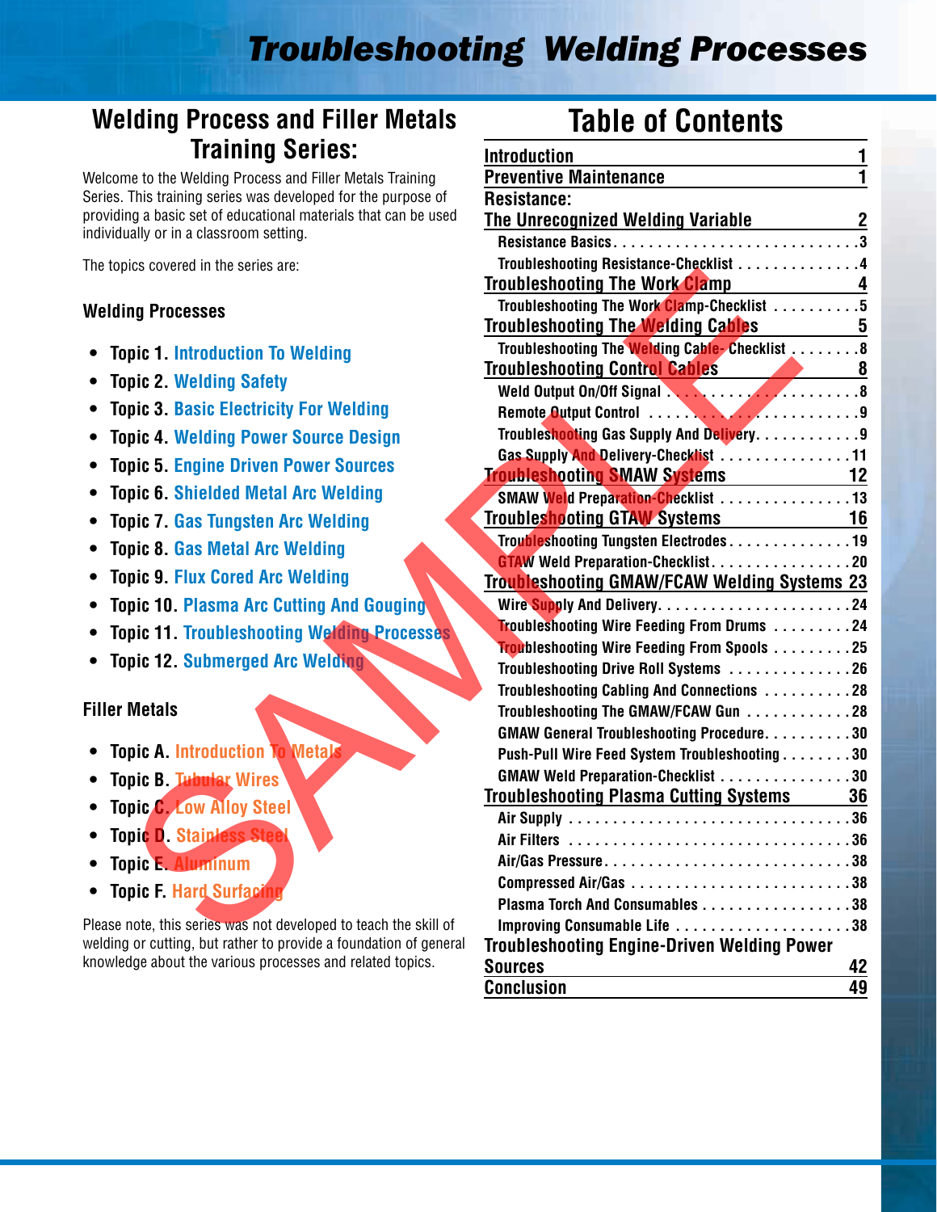# Troubleshooting Welding Processes

## Welding Process and Filler Metals Training Series:

Welcome to the Welding Process and Filler Metals Training Series. This training series was developed for the purpose of providing a basic set of educational materials that can be used individually or in a classroom setting.

The topics covered in the series are:

### Welding Processes

- **Topic 1.** Introduction To Welding
- **Topic 2.** Welding Safety
- **Topic 3.** Basic Electricity For Welding
- **Topic 4.** Welding Power Source Design
- **Topic 5.** Engine Driven Power Sources
- **Topic 6.** Shielded Metal Arc Welding
- **Topic 7.** Gas Tungsten Arc Welding
- **Topic 8.** Gas Metal Arc Welding
- **Topic 9.** Flux Cored Arc Welding
- **Topic 10.** Plasma Arc Cutting And Gouging
- **Topic 11.** Troubleshooting Welding Processes
- **Topic 12.** Submerged Arc Welding

### Filler Metals

- **Topic A.** Introduction To Metals
- **Topic B.** Tubular Wires
- **Topic C.** Low Alloy Steel
- **Topic D.** Stainless Steel
- **Topic E.** Aluminum
- **Topic F.** Hard Surfacing

Please note, this series was not developed to teach the skill of welding or cutting, but rather to provide a foundation of general knowledge about the various processes and related topics.

## Table of Contents

**Introduction** 1
**Preventive Maintenance** 1
**Resistance: The Unrecognized Welding Variable** 2
- Resistance Basics . . . 3
- Troubleshooting Resistance-Checklist . . . 4

**Troubleshooting The Work Clamp** 4
- Troubleshooting The Work Clamp-Checklist . . . 5

**Troubleshooting The Welding Cables** 5
- Troubleshooting The Welding Cable- Checklist . . . 8

**Troubleshooting Control Cables** 8
- Weld Output On/Off Signal . . . 8
- Remote Output Control . . . 9
- Troubleshooting Gas Supply And Delivery . . . 9
- Gas Supply And Delivery-Checklist . . . 11

**Troubleshooting SMAW Systems** 12
- SMAW Weld Preparation-Checklist . . . 13

**Troubleshooting GTAW Systems** 16
- Troubleshooting Tungsten Electrodes . . . 19
- GTAW Weld Preparation-Checklist . . . 20

**Troubleshooting GMAW/FCAW Welding Systems** 23
- Wire Supply And Delivery . . . 24
- Troubleshooting Wire Feeding From Drums . . . 24
- Troubleshooting Wire Feeding From Spools . . . 25
- Troubleshooting Drive Roll Systems . . . 26
- Troubleshooting Cabling And Connections . . . 28
- Troubleshooting The GMAW/FCAW Gun . . . 28
- GMAW General Troubleshooting Procedure . . . 30
- Push-Pull Wire Feed System Troubleshooting . . . 30
- GMAW Weld Preparation-Checklist . . . 30

**Troubleshooting Plasma Cutting Systems** 36
- Air Supply . . . 36
- Air Filters . . . 36
- Air/Gas Pressure . . . 38
- Compressed Air/Gas . . . 38
- Plasma Torch And Consumables . . . 38
- Improving Consumable Life . . . 38

**Troubleshooting Engine-Driven Welding Power Sources** 42
**Conclusion** 49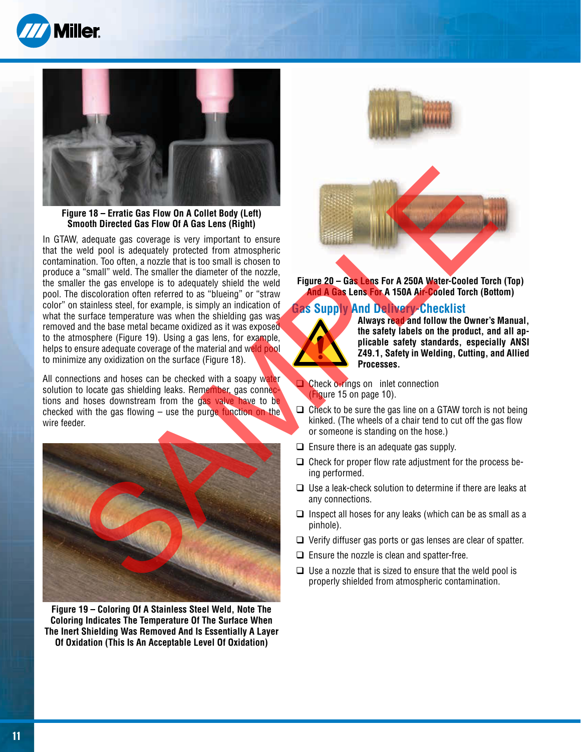Figure 18 – Erratic Gas Flow On A Collet Body (Left) Smooth Directed Gas Flow Of A Gas Lens (Right)

In GTAW, adequate gas coverage is very important to ensure that the weld pool is adequately protected from atmospheric contamination. Too often, a nozzle that is too small is chosen to produce a "small" weld. The smaller the diameter of the nozzle, the smaller the gas envelope is to adequately shield the weld pool. The discoloration often referred to as "blueing" or "straw color" on stainless steel, for example, is simply an indication of what the surface temperature was when the shielding gas was removed and the base metal became oxidized as it was exposed to the atmosphere (Figure 19). Using a gas lens, for example, helps to ensure adequate coverage of the material and weld pool to minimize any oxidization on the surface (Figure 18).

All connections and hoses can be checked with a soapy water solution to locate gas shielding leaks. Remember, gas connections and hoses downstream from the gas valve have to be checked with the gas flowing – use the purge function on the wire feeder.

Figure 19 – Coloring Of A Stainless Steel Weld, Note The Coloring Indicates The Temperature Of The Surface When The Inert Shielding Was Removed And Is Essentially A Layer Of Oxidation (This Is An Acceptable Level Of Oxidation)

Figure 20 – Gas Lens For A 250A Water-Cooled Torch (Top) And A Gas Lens For A 150A Air-Cooled Torch (Bottom)

## Gas Supply And Delivery Checklist

**Always read and follow the Owner's Manual, the safety labels on the product, and all applicable safety standards, especially ANSI Z49.1, Safety in Welding, Cutting, and Allied Processes.**

- ❑ Check o-rings on inlet connection (Figure 15 on page 10).
- ❑ Check to be sure the gas line on a GTAW torch is not being kinked. (The wheels of a chair tend to cut off the gas flow or someone is standing on the hose.)
- ❑ Ensure there is an adequate gas supply.
- ❑ Check for proper flow rate adjustment for the process being performed.
- ❑ Use a leak-check solution to determine if there are leaks at any connections.
- ❑ Inspect all hoses for any leaks (which can be as small as a pinhole).
- ❑ Verify diffuser gas ports or gas lenses are clear of spatter.
- ❑ Ensure the nozzle is clean and spatter-free.
- ❑ Use a nozzle that is sized to ensure that the weld pool is properly shielded from atmospheric contamination.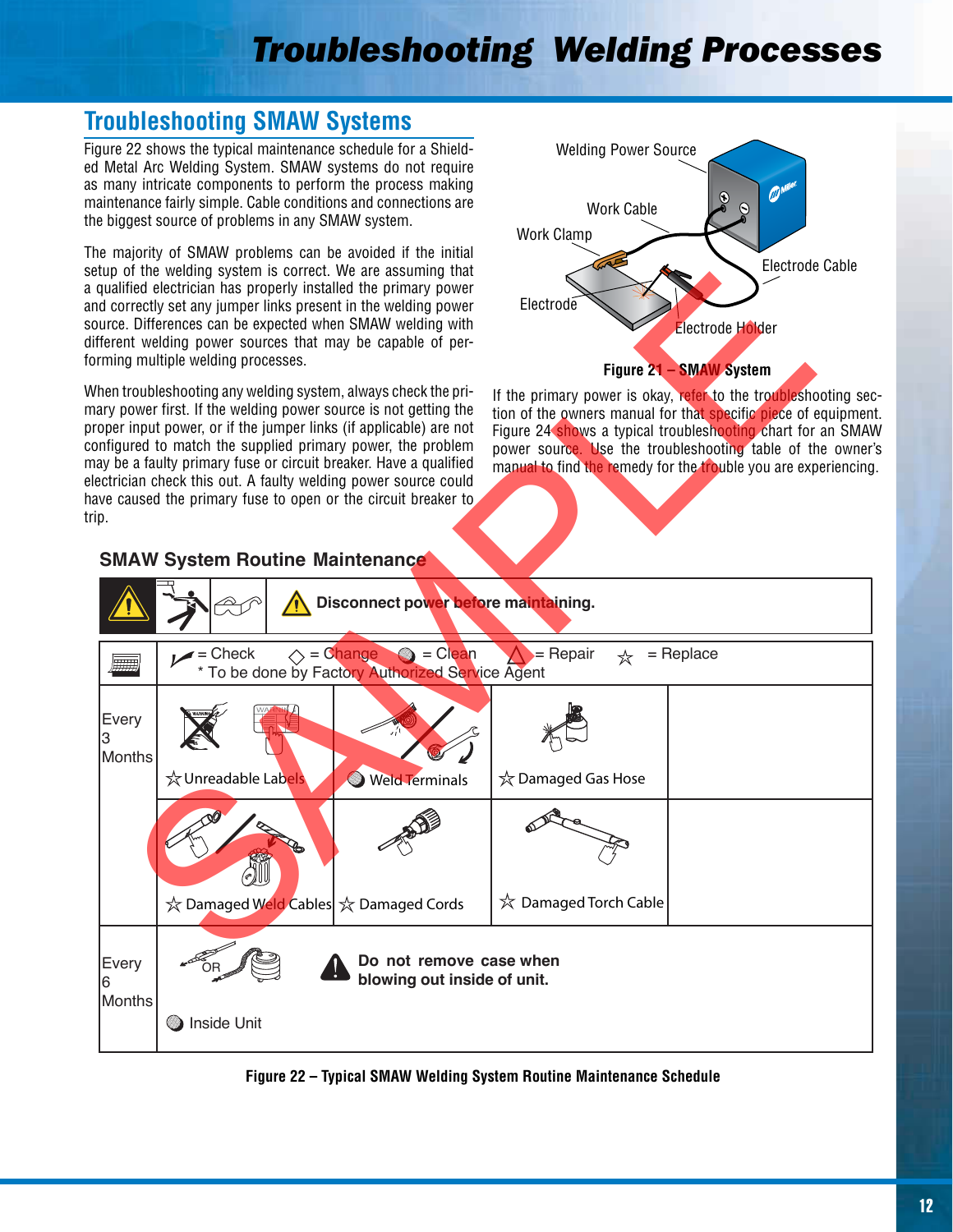## Troubleshooting SMAW Systems

Figure 22 shows the typical maintenance schedule for a Shielded Metal Arc Welding System. SMAW systems do not require as many intricate components to perform the process making maintenance fairly simple. Cable conditions and connections are the biggest source of problems in any SMAW system.

The majority of SMAW problems can be avoided if the initial setup of the welding system is correct. We are assuming that a qualified electrician has properly installed the primary power and correctly set any jumper links present in the welding power source. Differences can be expected when SMAW welding with different welding power sources that may be capable of performing multiple welding processes.

When troubleshooting any welding system, always check the primary power first. If the welding power source is not getting the proper input power, or if the jumper links (if applicable) are not configured to match the supplied primary power, the problem may be a faulty primary fuse or circuit breaker. Have a qualified electrician check this out. A faulty welding power source could have caused the primary fuse to open or the circuit breaker to trip.

Welding Power Source

Work Cable

Work Clamp

Electrode Cable

Electrode

Electrode Holder

**Figure 21 – SMAW System**

If the primary power is okay, refer to the troubleshooting section of the owners manual for that specific piece of equipment. Figure 24 shows a typical troubleshooting chart for an SMAW power source. Use the troubleshooting table of the owner's manual to find the remedy for the trouble you are experiencing.

### SMAW System Routine Maintenance

**Disconnect power before maintaining.**

= Check ◇ = Change = Clean △ = Repair ☆ = Replace
* To be done by Factory Authorized Service Agent

| | | | | |
|---|---|---|---|---|
| Every 3 Months | ☆ Unreadable Labels | Weld Terminals | ☆ Damaged Gas Hose | |
| | ☆ Damaged Weld Cables | ☆ Damaged Cords | ☆ Damaged Torch Cable | |
| Every 6 Months | OR<br>Inside Unit | **Do not remove case when blowing out inside of unit.** | | |

**Figure 22 – Typical SMAW Welding System Routine Maintenance Schedule**